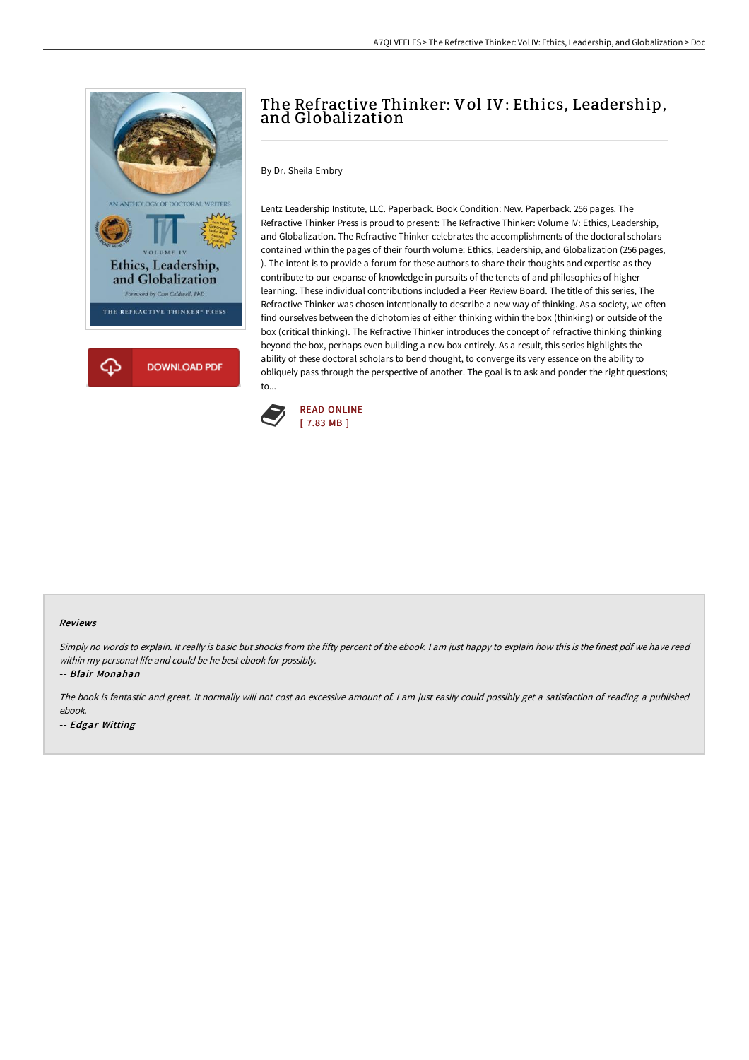# The Refractive Thinker: Vol IV: Ethics, Leadership, and Globalization

By Dr. Sheila Embry

Lentz Leadership Institute, LLC. Paperback. Book Condition: New. Paperback. 256 pages. The Refractive Thinker Press is proud to present: The Refractive Thinker: Volume IV: Ethics, Leadership, and Globalization. The Refractive Thinker celebrates the accomplishments of the doctoral scholars contained within the pages of their fourth volume: Ethics, Leadership, and Globalization (256 pages, ). The intent is to provide a forum for these authors to share their thoughts and expertise as they contribute to our expanse of knowledge in pursuits of the tenets of and philosophies of higher learning. These individual contributions included a Peer Review Board. The title of this series, The Refractive Thinker was chosen intentionally to describe a new way of thinking. As a society, we often find ourselves between the dichotomies of either thinking within the box (thinking) or outside of the box (critical thinking). The Refractive Thinker introduces the concept of refractive thinking thinking beyond the box, perhaps even building a new box entirely. As a result, this series highlights the ability of these doctoral scholars to bend thought, to converge its very essence on the ability to obliquely pass through the perspective of another. The goal is to ask and ponder the right questions; to...

READ ONLINE
[ 7.83 MB ]

### Reviews

*Simply no words to explain. It really is basic but shocks from the fifty percent of the ebook. I am just happy to explain how this is the finest pdf we have read within my personal life and could be he best ebook for possibly.*

-- *Blair Monahan*

*The book is fantastic and great. It normally will not cost an excessive amount of. I am just easily could possibly get a satisfaction of reading a published ebook.*

-- *Edgar Witting*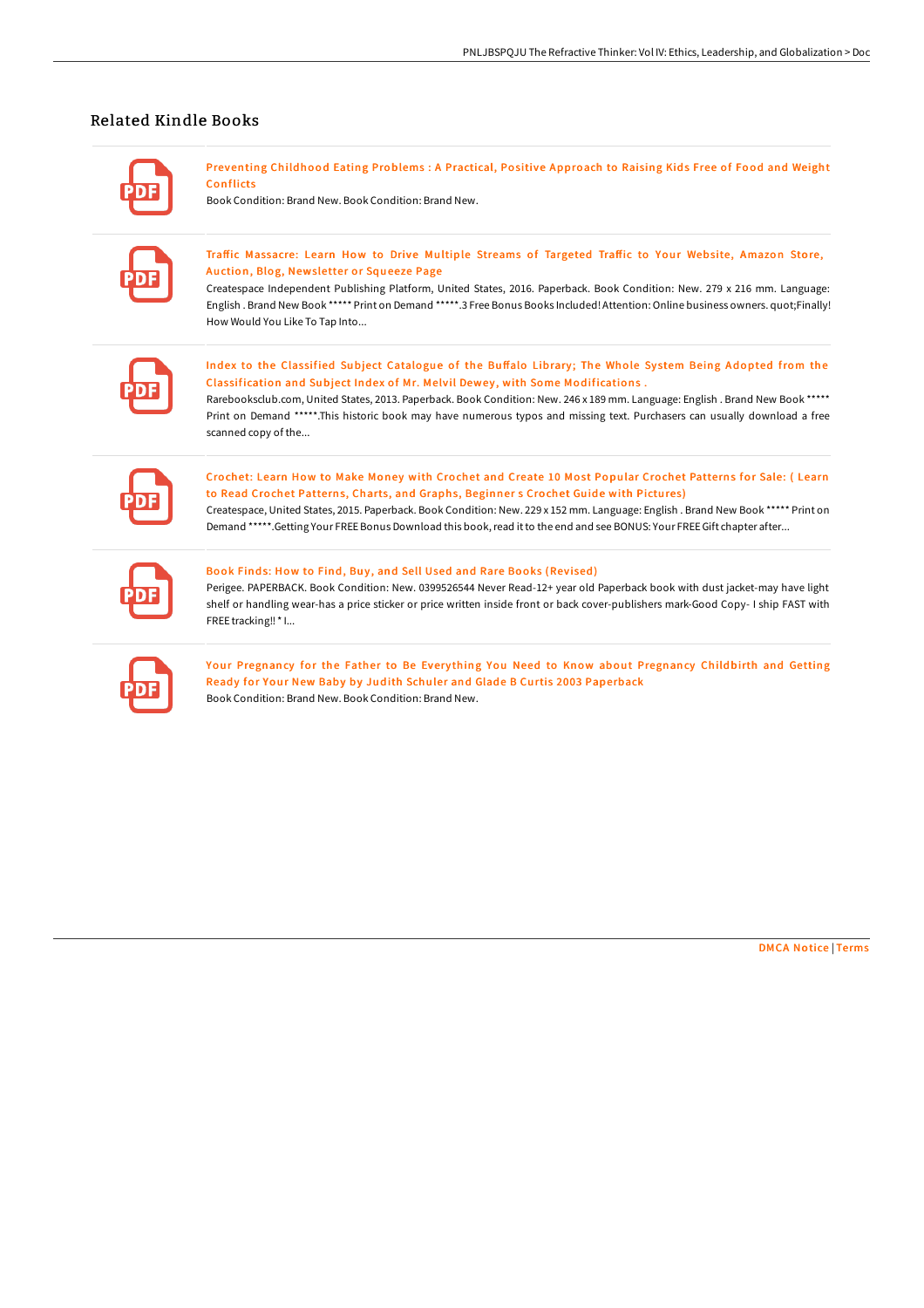## Related Kindle Books

**Preventing Childhood Eating Problems : A Practical, Positive Approach to Raising Kids Free of Food and Weight Conflicts**

Book Condition: Brand New. Book Condition: Brand New.

**Traffic Massacre: Learn How to Drive Multiple Streams of Targeted Traffic to Your Website, Amazon Store, Auction, Blog, Newsletter or Squeeze Page**

Createspace Independent Publishing Platform, United States, 2016. Paperback. Book Condition: New. 279 x 216 mm. Language: English . Brand New Book ***** Print on Demand *****.3 Free Bonus Books Included! Attention: Online business owners. quot;Finally! How Would You Like To Tap Into...

**Index to the Classified Subject Catalogue of the Buffalo Library; The Whole System Being Adopted from the Classification and Subject Index of Mr. Melvil Dewey, with Some Modifications .**

Rarebooksclub.com, United States, 2013. Paperback. Book Condition: New. 246 x 189 mm. Language: English . Brand New Book ***** Print on Demand *****.This historic book may have numerous typos and missing text. Purchasers can usually download a free scanned copy of the...

**Crochet: Learn How to Make Money with Crochet and Create 10 Most Popular Crochet Patterns for Sale: ( Learn to Read Crochet Patterns, Charts, and Graphs, Beginner s Crochet Guide with Pictures)**

Createspace, United States, 2015. Paperback. Book Condition: New. 229 x 152 mm. Language: English . Brand New Book ***** Print on Demand *****.Getting Your FREE Bonus Download this book, read it to the end and see BONUS: Your FREE Gift chapter after...

**Book Finds: How to Find, Buy, and Sell Used and Rare Books (Revised)**

Perigee. PAPERBACK. Book Condition: New. 0399526544 Never Read-12+ year old Paperback book with dust jacket-may have light shelf or handling wear-has a price sticker or price written inside front or back cover-publishers mark-Good Copy- I ship FAST with FREE tracking!! * I...

**Your Pregnancy for the Father to Be Everything You Need to Know about Pregnancy Childbirth and Getting Ready for Your New Baby by Judith Schuler and Glade B Curtis 2003 Paperback**

Book Condition: Brand New. Book Condition: Brand New.